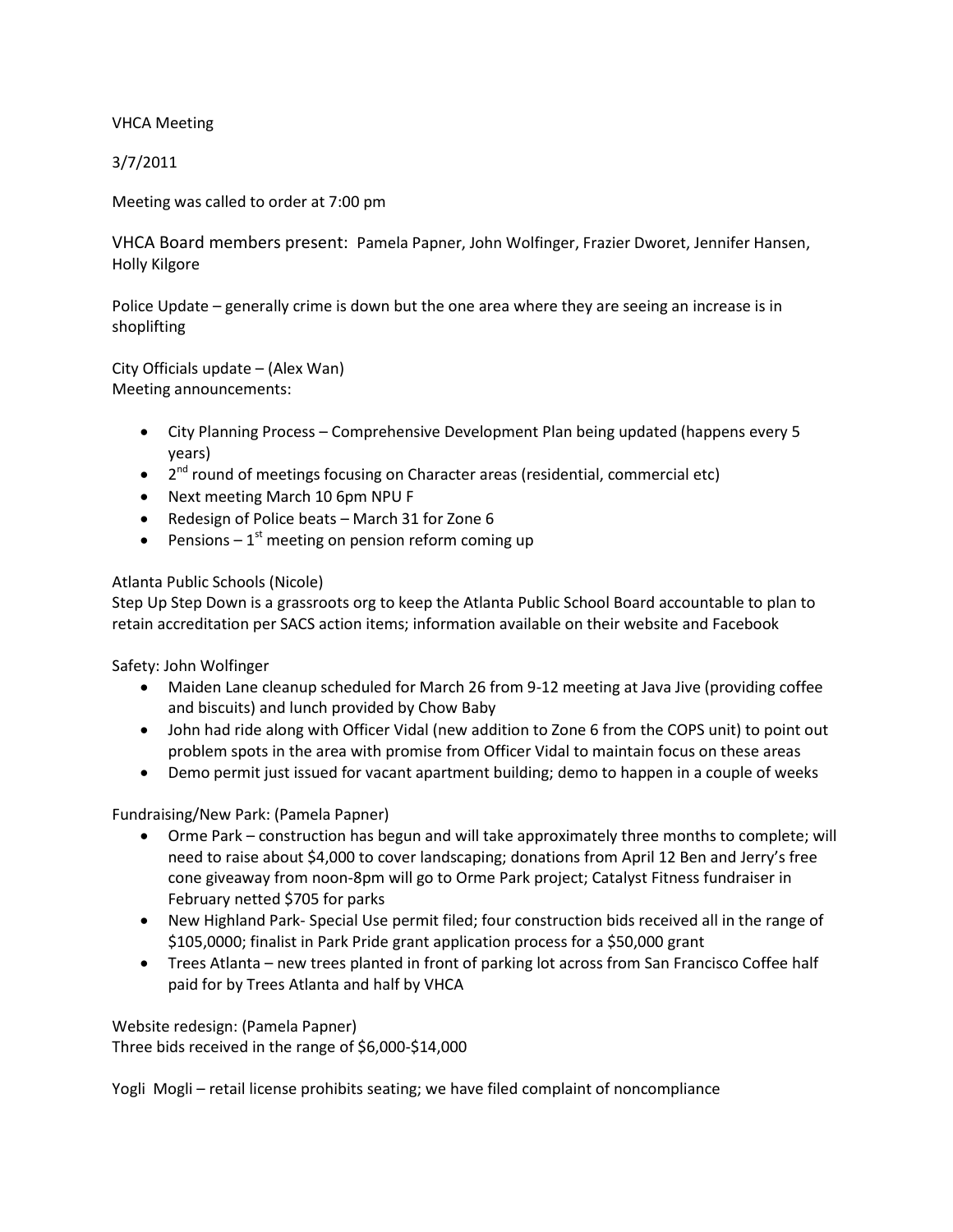VHCA Meeting

3/7/2011

Meeting was called to order at 7:00 pm

VHCA Board members present: Pamela Papner, John Wolfinger, Frazier Dworet, Jennifer Hansen, Holly Kilgore

Police Update – generally crime is down but the one area where they are seeing an increase is in shoplifting

City Officials update – (Alex Wan)
Meeting announcements:

- City Planning Process – Comprehensive Development Plan being updated (happens every 5 years)
- 2nd round of meetings focusing on Character areas (residential, commercial etc)
- Next meeting March 10 6pm NPU F
- Redesign of Police beats – March 31 for Zone 6
- Pensions – 1st meeting on pension reform coming up

Atlanta Public Schools (Nicole)
Step Up Step Down is a grassroots org to keep the Atlanta Public School Board accountable to plan to retain accreditation per SACS action items; information available on their website and Facebook

Safety: John Wolfinger

- Maiden Lane cleanup scheduled for March 26 from 9-12 meeting at Java Jive (providing coffee and biscuits) and lunch provided by Chow Baby
- John had ride along with Officer Vidal (new addition to Zone 6 from the COPS unit) to point out problem spots in the area with promise from Officer Vidal to maintain focus on these areas
- Demo permit just issued for vacant apartment building; demo to happen in a couple of weeks

Fundraising/New Park: (Pamela Papner)

- Orme Park – construction has begun and will take approximately three months to complete; will need to raise about $4,000 to cover landscaping; donations from April 12 Ben and Jerry's free cone giveaway from noon-8pm will go to Orme Park project; Catalyst Fitness fundraiser in February netted $705 for parks
- New Highland Park- Special Use permit filed; four construction bids received all in the range of $105,0000; finalist in Park Pride grant application process for a $50,000 grant
- Trees Atlanta – new trees planted in front of parking lot across from San Francisco Coffee half paid for by Trees Atlanta and half by VHCA

Website redesign: (Pamela Papner)
Three bids received in the range of $6,000-$14,000

Yogli Mogli – retail license prohibits seating; we have filed complaint of noncompliance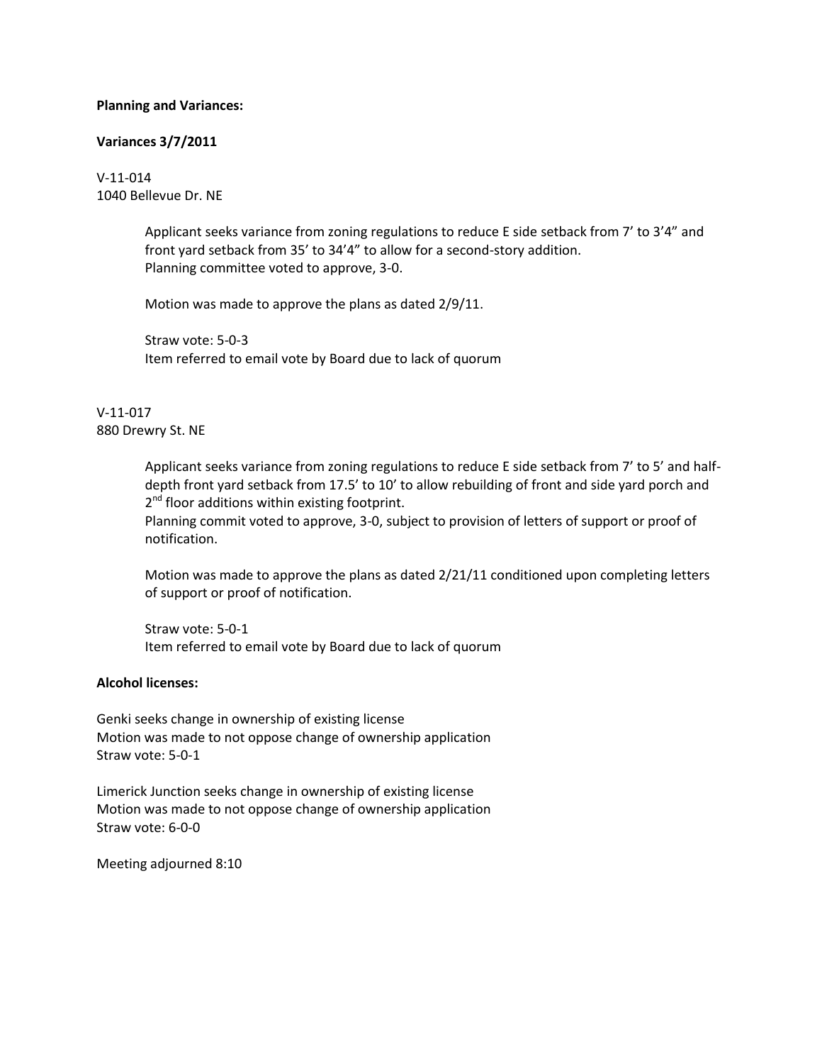**Planning and Variances:**

**Variances 3/7/2011**

V-11-014
1040 Bellevue Dr. NE

Applicant seeks variance from zoning regulations to reduce E side setback from 7' to 3'4" and front yard setback from 35' to 34'4" to allow for a second-story addition.
Planning committee voted to approve, 3-0.

Motion was made to approve the plans as dated 2/9/11.

Straw vote: 5-0-3
Item referred to email vote by Board due to lack of quorum

V-11-017
880 Drewry St. NE

Applicant seeks variance from zoning regulations to reduce E side setback from 7' to 5' and half-depth front yard setback from 17.5' to 10' to allow rebuilding of front and side yard porch and 2nd floor additions within existing footprint.
Planning commit voted to approve, 3-0, subject to provision of letters of support or proof of notification.

Motion was made to approve the plans as dated 2/21/11 conditioned upon completing letters of support or proof of notification.

Straw vote: 5-0-1
Item referred to email vote by Board due to lack of quorum

**Alcohol licenses:**

Genki seeks change in ownership of existing license
Motion was made to not oppose change of ownership application
Straw vote: 5-0-1

Limerick Junction seeks change in ownership of existing license
Motion was made to not oppose change of ownership application
Straw vote: 6-0-0

Meeting adjourned 8:10